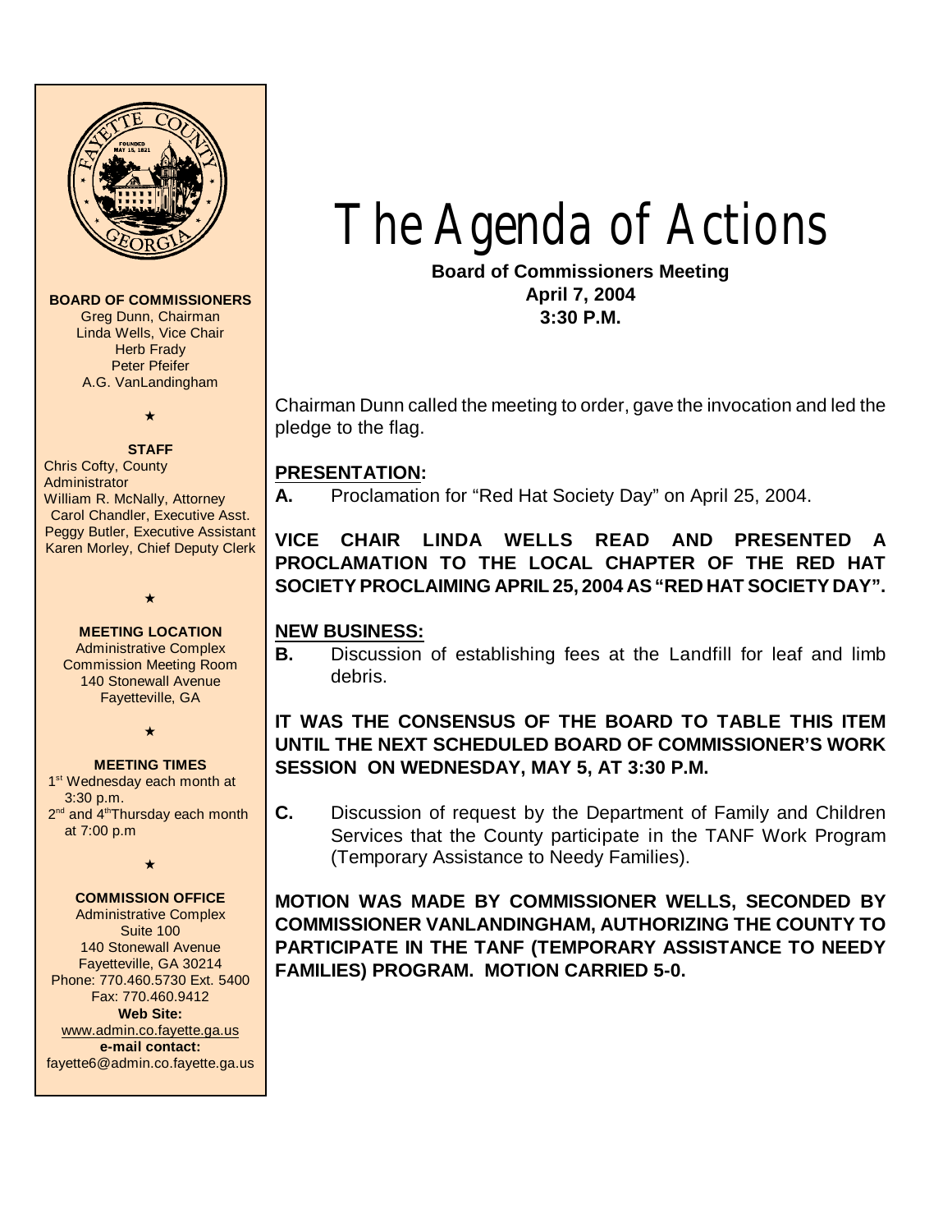**BOARD OF COMMISSIONERS**
Greg Dunn, Chairman
Linda Wells, Vice Chair
Herb Frady
Peter Pfeifer
A.G. VanLandingham

★

**STAFF**
Chris Cofty, County Administrator
William R. McNally, Attorney
Carol Chandler, Executive Asst.
Peggy Butler, Executive Assistant
Karen Morley, Chief Deputy Clerk

★

**MEETING LOCATION**
Administrative Complex
Commission Meeting Room
140 Stonewall Avenue
Fayetteville, GA

★

**MEETING TIMES**
1st Wednesday each month at 3:30 p.m.
2nd and 4th Thursday each month at 7:00 p.m

★

**COMMISSION OFFICE**
Administrative Complex
Suite 100
140 Stonewall Avenue
Fayetteville, GA 30214
Phone: 770.460.5730 Ext. 5400
Fax: 770.460.9412
**Web Site:**
www.admin.co.fayette.ga.us
**e-mail contact:**
fayette6@admin.co.fayette.ga.us

# The Agenda of Actions

**Board of Commissioners Meeting**
**April 7, 2004**
**3:30 P.M.**

Chairman Dunn called the meeting to order, gave the invocation and led the pledge to the flag.

## PRESENTATION:

**A.** Proclamation for "Red Hat Society Day" on April 25, 2004.

**VICE CHAIR LINDA WELLS READ AND PRESENTED A PROCLAMATION TO THE LOCAL CHAPTER OF THE RED HAT SOCIETY PROCLAIMING APRIL 25, 2004 AS "RED HAT SOCIETY DAY".**

## NEW BUSINESS:

**B.** Discussion of establishing fees at the Landfill for leaf and limb debris.

**IT WAS THE CONSENSUS OF THE BOARD TO TABLE THIS ITEM UNTIL THE NEXT SCHEDULED BOARD OF COMMISSIONER'S WORK SESSION ON WEDNESDAY, MAY 5, AT 3:30 P.M.**

**C.** Discussion of request by the Department of Family and Children Services that the County participate in the TANF Work Program (Temporary Assistance to Needy Families).

**MOTION WAS MADE BY COMMISSIONER WELLS, SECONDED BY COMMISSIONER VANLANDINGHAM, AUTHORIZING THE COUNTY TO PARTICIPATE IN THE TANF (TEMPORARY ASSISTANCE TO NEEDY FAMILIES) PROGRAM. MOTION CARRIED 5-0.**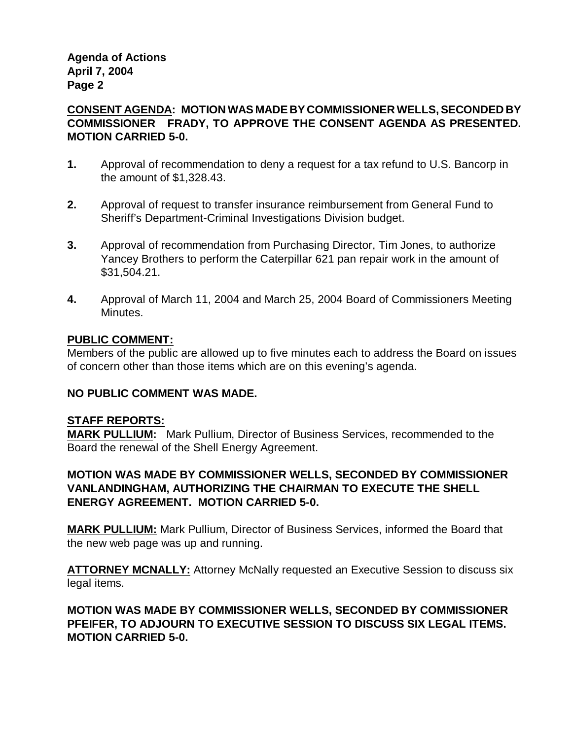**<u>CONSENT AGENDA</u>: MOTION WAS MADE BY COMMISSIONER WELLS, SECONDED BY COMMISSIONER FRADY, TO APPROVE THE CONSENT AGENDA AS PRESENTED. MOTION CARRIED 5-0.**

**1.** Approval of recommendation to deny a request for a tax refund to U.S. Bancorp in the amount of $1,328.43.

**2.** Approval of request to transfer insurance reimbursement from General Fund to Sheriff's Department-Criminal Investigations Division budget.

**3.** Approval of recommendation from Purchasing Director, Tim Jones, to authorize Yancey Brothers to perform the Caterpillar 621 pan repair work in the amount of $31,504.21.

**4.** Approval of March 11, 2004 and March 25, 2004 Board of Commissioners Meeting Minutes.

**<u>PUBLIC COMMENT:</u>**

Members of the public are allowed up to five minutes each to address the Board on issues of concern other than those items which are on this evening's agenda.

**NO PUBLIC COMMENT WAS MADE.**

**<u>STAFF REPORTS:</u>**

**<u>MARK PULLIUM:</u>** Mark Pullium, Director of Business Services, recommended to the Board the renewal of the Shell Energy Agreement.

**MOTION WAS MADE BY COMMISSIONER WELLS, SECONDED BY COMMISSIONER VANLANDINGHAM, AUTHORIZING THE CHAIRMAN TO EXECUTE THE SHELL ENERGY AGREEMENT. MOTION CARRIED 5-0.**

**<u>MARK PULLIUM:</u>** Mark Pullium, Director of Business Services, informed the Board that the new web page was up and running.

**<u>ATTORNEY MCNALLY:</u>** Attorney McNally requested an Executive Session to discuss six legal items.

**MOTION WAS MADE BY COMMISSIONER WELLS, SECONDED BY COMMISSIONER PFEIFER, TO ADJOURN TO EXECUTIVE SESSION TO DISCUSS SIX LEGAL ITEMS. MOTION CARRIED 5-0.**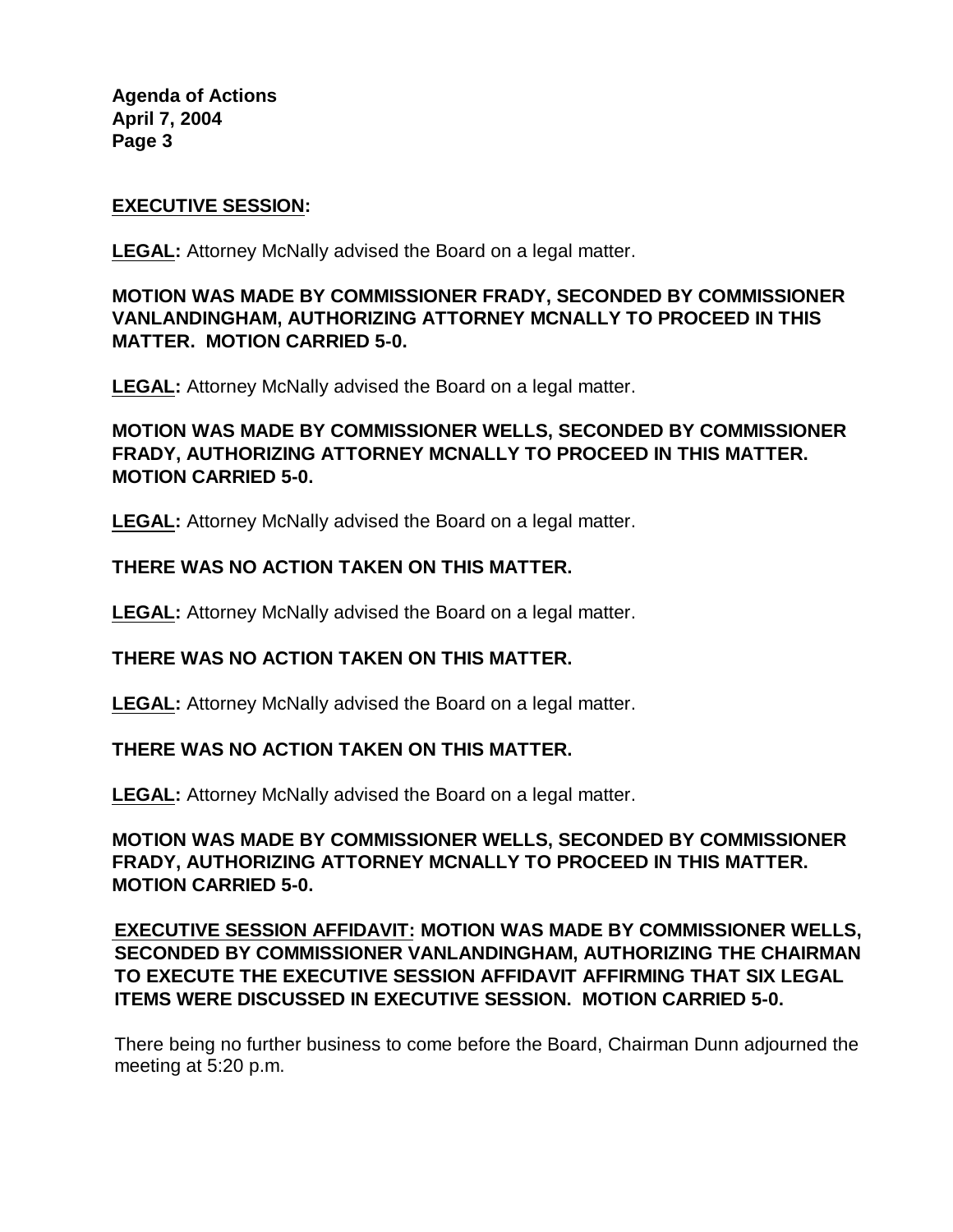**EXECUTIVE SESSION:**

**LEGAL:** Attorney McNally advised the Board on a legal matter.

**MOTION WAS MADE BY COMMISSIONER FRADY, SECONDED BY COMMISSIONER VANLANDINGHAM, AUTHORIZING ATTORNEY MCNALLY TO PROCEED IN THIS MATTER. MOTION CARRIED 5-0.**

**LEGAL:** Attorney McNally advised the Board on a legal matter.

**MOTION WAS MADE BY COMMISSIONER WELLS, SECONDED BY COMMISSIONER FRADY, AUTHORIZING ATTORNEY MCNALLY TO PROCEED IN THIS MATTER. MOTION CARRIED 5-0.**

**LEGAL:** Attorney McNally advised the Board on a legal matter.

**THERE WAS NO ACTION TAKEN ON THIS MATTER.**

**LEGAL:** Attorney McNally advised the Board on a legal matter.

**THERE WAS NO ACTION TAKEN ON THIS MATTER.**

**LEGAL:** Attorney McNally advised the Board on a legal matter.

**THERE WAS NO ACTION TAKEN ON THIS MATTER.**

**LEGAL:** Attorney McNally advised the Board on a legal matter.

**MOTION WAS MADE BY COMMISSIONER WELLS, SECONDED BY COMMISSIONER FRADY, AUTHORIZING ATTORNEY MCNALLY TO PROCEED IN THIS MATTER. MOTION CARRIED 5-0.**

**EXECUTIVE SESSION AFFIDAVIT: MOTION WAS MADE BY COMMISSIONER WELLS, SECONDED BY COMMISSIONER VANLANDINGHAM, AUTHORIZING THE CHAIRMAN TO EXECUTE THE EXECUTIVE SESSION AFFIDAVIT AFFIRMING THAT SIX LEGAL ITEMS WERE DISCUSSED IN EXECUTIVE SESSION. MOTION CARRIED 5-0.**

There being no further business to come before the Board, Chairman Dunn adjourned the meeting at 5:20 p.m.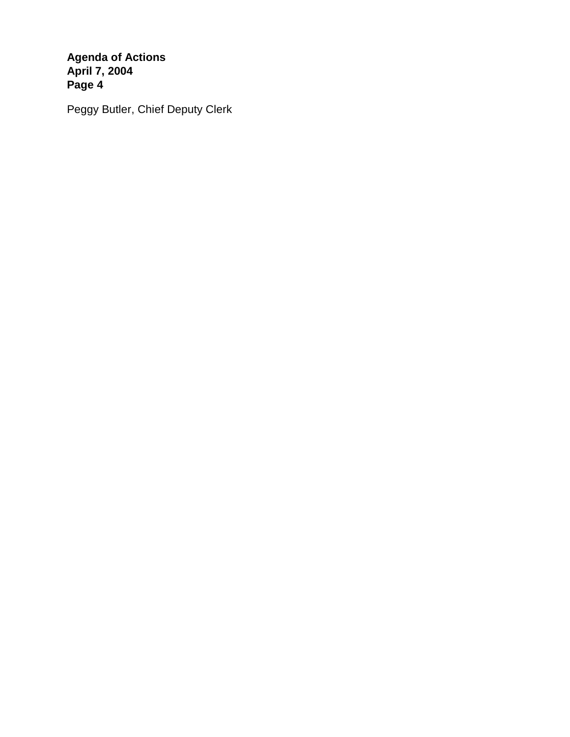Peggy Butler, Chief Deputy Clerk